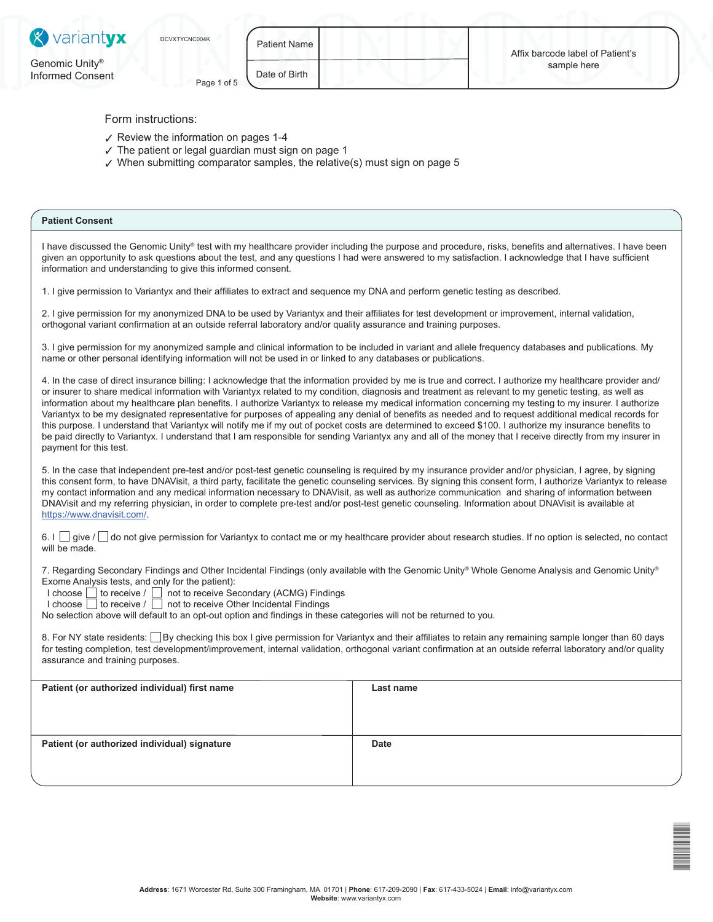variantyx

Genomic Unity® Informed Consent

DCVXTYCNC004K

| Patient Name | | Affix barcode label of Patient's sample here |
| --- | --- | --- |
| Date of Birth | | |

Form instructions:

- ✓ Review the information on pages 1-4
- ✓ The patient or legal guardian must sign on page 1
- ✓ When submitting comparator samples, the relative(s) must sign on page 5

## Patient Consent

I have discussed the Genomic Unity® test with my healthcare provider including the purpose and procedure, risks, benefits and alternatives. I have been given an opportunity to ask questions about the test, and any questions I had were answered to my satisfaction. I acknowledge that I have sufficient information and understanding to give this informed consent.

1. I give permission to Variantyx and their affiliates to extract and sequence my DNA and perform genetic testing as described.

2. I give permission for my anonymized DNA to be used by Variantyx and their affiliates for test development or improvement, internal validation, orthogonal variant confirmation at an outside referral laboratory and/or quality assurance and training purposes.

3. I give permission for my anonymized sample and clinical information to be included in variant and allele frequency databases and publications. My name or other personal identifying information will not be used in or linked to any databases or publications.

4. In the case of direct insurance billing: I acknowledge that the information provided by me is true and correct. I authorize my healthcare provider and/or insurer to share medical information with Variantyx related to my condition, diagnosis and treatment as relevant to my genetic testing, as well as information about my healthcare plan benefits. I authorize Variantyx to release my medical information concerning my testing to my insurer. I authorize Variantyx to be my designated representative for purposes of appealing any denial of benefits as needed and to request additional medical records for this purpose. I understand that Variantyx will notify me if my out of pocket costs are determined to exceed $100. I authorize my insurance benefits to be paid directly to Variantyx. I understand that I am responsible for sending Variantyx any and all of the money that I receive directly from my insurer in payment for this test.

5. In the case that independent pre-test and/or post-test genetic counseling is required by my insurance provider and/or physician, I agree, by signing this consent form, to have DNAVisit, a third party, facilitate the genetic counseling services. By signing this consent form, I authorize Variantyx to release my contact information and any medical information necessary to DNAVisit, as well as authorize communication and sharing of information between DNAVisit and my referring physician, in order to complete pre-test and/or post-test genetic counseling. Information about DNAVisit is available at https://www.dnavisit.com/.

6. I ☐ give / ☐ do not give permission for Variantyx to contact me or my healthcare provider about research studies. If no option is selected, no contact will be made.

7. Regarding Secondary Findings and Other Incidental Findings (only available with the Genomic Unity® Whole Genome Analysis and Genomic Unity® Exome Analysis tests, and only for the patient):
I choose ☐ to receive / ☐ not to receive Secondary (ACMG) Findings
I choose ☐ to receive / ☐ not to receive Other Incidental Findings
No selection above will default to an opt-out option and findings in these categories will not be returned to you.

8. For NY state residents: ☐ By checking this box I give permission for Variantyx and their affiliates to retain any remaining sample longer than 60 days for testing completion, test development/improvement, internal validation, orthogonal variant confirmation at an outside referral laboratory and/or quality assurance and training purposes.

| **Patient (or authorized individual) first name** | **Last name** |
| --- | --- |
| | |
| **Patient (or authorized individual) signature** | **Date** |
| | |

**Address**: 1671 Worcester Rd, Suite 300 Framingham, MA 01701 | **Phone**: 617-209-2090 | **Fax**: 617-433-5024 | **Email**: info@variantyx.com
**Website**: www.variantyx.com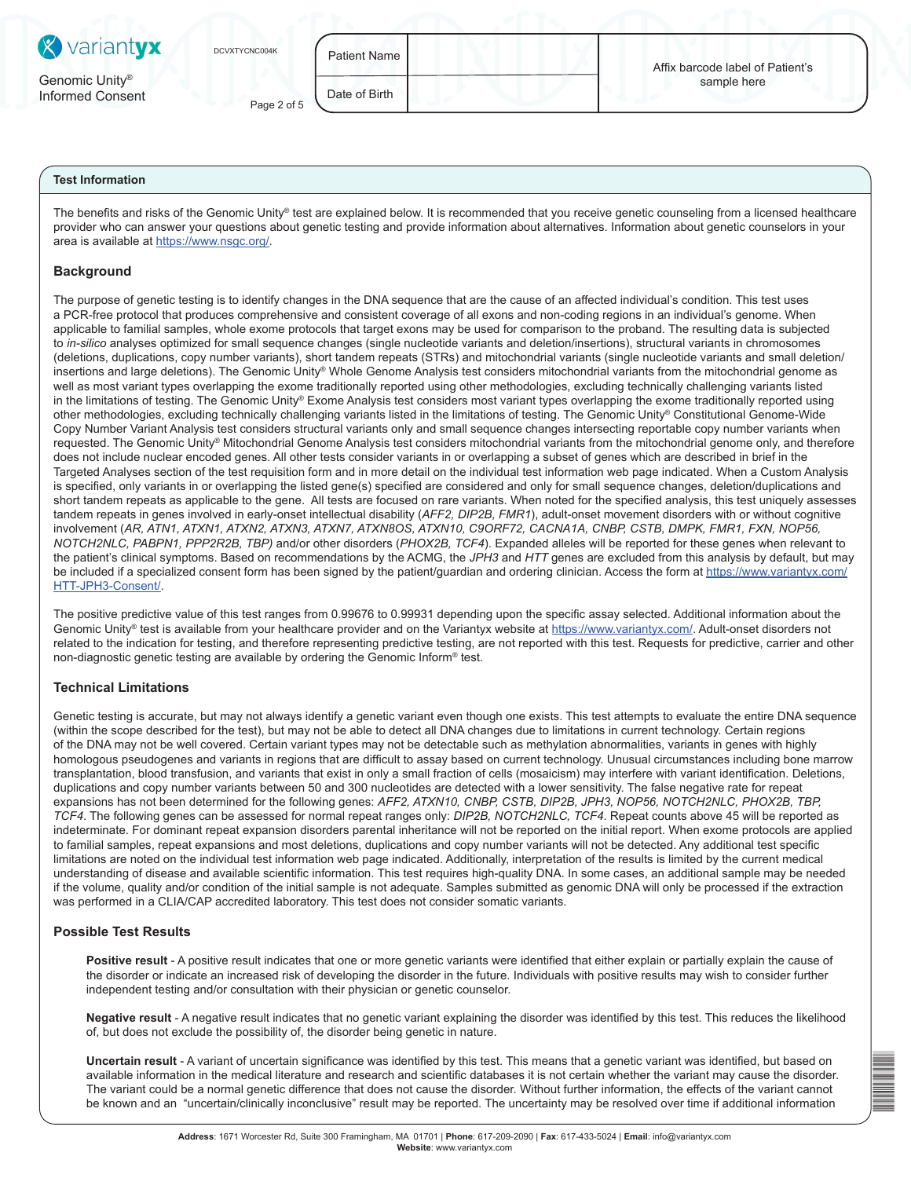## Test Information

The benefits and risks of the Genomic Unity® test are explained below. It is recommended that you receive genetic counseling from a licensed healthcare provider who can answer your questions about genetic testing and provide information about alternatives. Information about genetic counselors in your area is available at https://www.nsgc.org/.

### Background

The purpose of genetic testing is to identify changes in the DNA sequence that are the cause of an affected individual's condition. This test uses a PCR-free protocol that produces comprehensive and consistent coverage of all exons and non-coding regions in an individual's genome. When applicable to familial samples, whole exome protocols that target exons may be used for comparison to the proband. The resulting data is subjected to *in-silico* analyses optimized for small sequence changes (single nucleotide variants and deletion/insertions), structural variants in chromosomes (deletions, duplications, copy number variants), short tandem repeats (STRs) and mitochondrial variants (single nucleotide variants and small deletion/insertions and large deletions). The Genomic Unity® Whole Genome Analysis test considers mitochondrial variants from the mitochondrial genome as well as most variant types overlapping the exome traditionally reported using other methodologies, excluding technically challenging variants listed in the limitations of testing. The Genomic Unity® Exome Analysis test considers most variant types overlapping the exome traditionally reported using other methodologies, excluding technically challenging variants listed in the limitations of testing. The Genomic Unity® Constitutional Genome-Wide Copy Number Variant Analysis test considers structural variants only and small sequence changes intersecting reportable copy number variants when requested. The Genomic Unity® Mitochondrial Genome Analysis test considers mitochondrial variants from the mitochondrial genome only, and therefore does not include nuclear encoded genes. All other tests consider variants in or overlapping a subset of genes which are described in brief in the Targeted Analyses section of the test requisition form and in more detail on the individual test information web page indicated. When a Custom Analysis is specified, only variants in or overlapping the listed gene(s) specified are considered and only for small sequence changes, deletion/duplications and short tandem repeats as applicable to the gene. All tests are focused on rare variants. When noted for the specified analysis, this test uniquely assesses tandem repeats in genes involved in early-onset intellectual disability (*AFF2, DIP2B, FMR1*), adult-onset movement disorders with or without cognitive involvement (*AR, ATN1, ATXN1, ATXN2, ATXN3, ATXN7, ATXN8OS, ATXN10, C9ORF72, CACNA1A, CNBP, CSTB, DMPK, FMR1, FXN, NOP56, NOTCH2NLC, PABPN1, PPP2R2B, TBP)* and/or other disorders (*PHOX2B, TCF4*). Expanded alleles will be reported for these genes when relevant to the patient's clinical symptoms. Based on recommendations by the ACMG, the *JPH3* and *HTT* genes are excluded from this analysis by default, but may be included if a specialized consent form has been signed by the patient/guardian and ordering clinician. Access the form at https://www.variantyx.com/HTT-JPH3-Consent/.

The positive predictive value of this test ranges from 0.99676 to 0.99931 depending upon the specific assay selected. Additional information about the Genomic Unity® test is available from your healthcare provider and on the Variantyx website at https://www.variantyx.com/. Adult-onset disorders not related to the indication for testing, and therefore representing predictive testing, are not reported with this test. Requests for predictive, carrier and other non-diagnostic genetic testing are available by ordering the Genomic Inform® test.

### Technical Limitations

Genetic testing is accurate, but may not always identify a genetic variant even though one exists. This test attempts to evaluate the entire DNA sequence (within the scope described for the test), but may not be able to detect all DNA changes due to limitations in current technology. Certain regions of the DNA may not be well covered. Certain variant types may not be detectable such as methylation abnormalities, variants in genes with highly homologous pseudogenes and variants in regions that are difficult to assay based on current technology. Unusual circumstances including bone marrow transplantation, blood transfusion, and variants that exist in only a small fraction of cells (mosaicism) may interfere with variant identification. Deletions, duplications and copy number variants between 50 and 300 nucleotides are detected with a lower sensitivity. The false negative rate for repeat expansions has not been determined for the following genes: *AFF2, ATXN10, CNBP, CSTB, DIP2B, JPH3, NOP56, NOTCH2NLC, PHOX2B, TBP, TCF4*. The following genes can be assessed for normal repeat ranges only: *DIP2B, NOTCH2NLC, TCF4*. Repeat counts above 45 will be reported as indeterminate. For dominant repeat expansion disorders parental inheritance will not be reported on the initial report. When exome protocols are applied to familial samples, repeat expansions and most deletions, duplications and copy number variants will not be detected. Any additional test specific limitations are noted on the individual test information web page indicated. Additionally, interpretation of the results is limited by the current medical understanding of disease and available scientific information. This test requires high-quality DNA. In some cases, an additional sample may be needed if the volume, quality and/or condition of the initial sample is not adequate. Samples submitted as genomic DNA will only be processed if the extraction was performed in a CLIA/CAP accredited laboratory. This test does not consider somatic variants.

### Possible Test Results

**Positive result** - A positive result indicates that one or more genetic variants were identified that either explain or partially explain the cause of the disorder or indicate an increased risk of developing the disorder in the future. Individuals with positive results may wish to consider further independent testing and/or consultation with their physician or genetic counselor.

**Negative result** - A negative result indicates that no genetic variant explaining the disorder was identified by this test. This reduces the likelihood of, but does not exclude the possibility of, the disorder being genetic in nature.

**Uncertain result** - A variant of uncertain significance was identified by this test. This means that a genetic variant was identified, but based on available information in the medical literature and research and scientific databases it is not certain whether the variant may cause the disorder. The variant could be a normal genetic difference that does not cause the disorder. Without further information, the effects of the variant cannot be known and an "uncertain/clinically inconclusive" result may be reported. The uncertainty may be resolved over time if additional information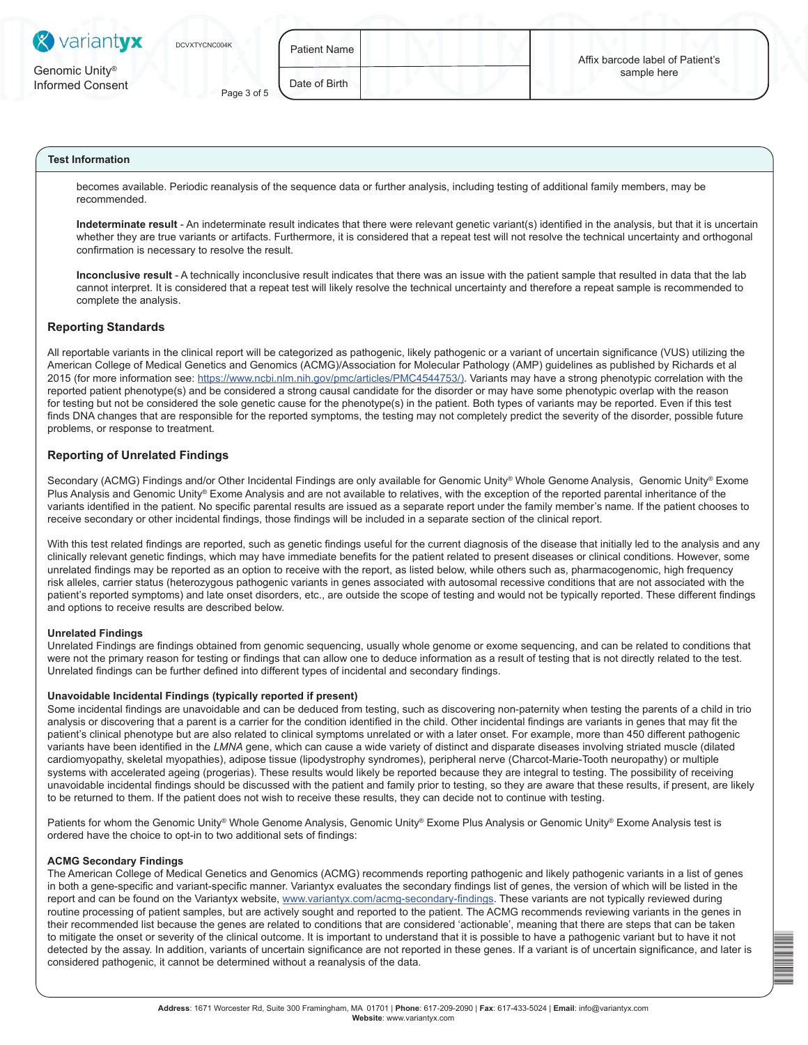## Test Information

becomes available. Periodic reanalysis of the sequence data or further analysis, including testing of additional family members, may be recommended.

**Indeterminate result** - An indeterminate result indicates that there were relevant genetic variant(s) identified in the analysis, but that it is uncertain whether they are true variants or artifacts. Furthermore, it is considered that a repeat test will not resolve the technical uncertainty and orthogonal confirmation is necessary to resolve the result.

**Inconclusive result** - A technically inconclusive result indicates that there was an issue with the patient sample that resulted in data that the lab cannot interpret. It is considered that a repeat test will likely resolve the technical uncertainty and therefore a repeat sample is recommended to complete the analysis.

### Reporting Standards

All reportable variants in the clinical report will be categorized as pathogenic, likely pathogenic or a variant of uncertain significance (VUS) utilizing the American College of Medical Genetics and Genomics (ACMG)/Association for Molecular Pathology (AMP) guidelines as published by Richards et al 2015 (for more information see: https://www.ncbi.nlm.nih.gov/pmc/articles/PMC4544753/). Variants may have a strong phenotypic correlation with the reported patient phenotype(s) and be considered a strong causal candidate for the disorder or may have some phenotypic overlap with the reason for testing but not be considered the sole genetic cause for the phenotype(s) in the patient. Both types of variants may be reported. Even if this test finds DNA changes that are responsible for the reported symptoms, the testing may not completely predict the severity of the disorder, possible future problems, or response to treatment.

### Reporting of Unrelated Findings

Secondary (ACMG) Findings and/or Other Incidental Findings are only available for Genomic Unity® Whole Genome Analysis, Genomic Unity® Exome Plus Analysis and Genomic Unity® Exome Analysis and are not available to relatives, with the exception of the reported parental inheritance of the variants identified in the patient. No specific parental results are issued as a separate report under the family member's name. If the patient chooses to receive secondary or other incidental findings, those findings will be included in a separate section of the clinical report.

With this test related findings are reported, such as genetic findings useful for the current diagnosis of the disease that initially led to the analysis and any clinically relevant genetic findings, which may have immediate benefits for the patient related to present diseases or clinical conditions. However, some unrelated findings may be reported as an option to receive with the report, as listed below, while others such as, pharmacogenomic, high frequency risk alleles, carrier status (heterozygous pathogenic variants in genes associated with autosomal recessive conditions that are not associated with the patient's reported symptoms) and late onset disorders, etc., are outside the scope of testing and would not be typically reported. These different findings and options to receive results are described below.

**Unrelated Findings**
Unrelated Findings are findings obtained from genomic sequencing, usually whole genome or exome sequencing, and can be related to conditions that were not the primary reason for testing or findings that can allow one to deduce information as a result of testing that is not directly related to the test. Unrelated findings can be further defined into different types of incidental and secondary findings.

**Unavoidable Incidental Findings (typically reported if present)**
Some incidental findings are unavoidable and can be deduced from testing, such as discovering non-paternity when testing the parents of a child in trio analysis or discovering that a parent is a carrier for the condition identified in the child. Other incidental findings are variants in genes that may fit the patient's clinical phenotype but are also related to clinical symptoms unrelated or with a later onset. For example, more than 450 different pathogenic variants have been identified in the *LMNA* gene, which can cause a wide variety of distinct and disparate diseases involving striated muscle (dilated cardiomyopathy, skeletal myopathies), adipose tissue (lipodystrophy syndromes), peripheral nerve (Charcot-Marie-Tooth neuropathy) or multiple systems with accelerated ageing (progerias). These results would likely be reported because they are integral to testing. The possibility of receiving unavoidable incidental findings should be discussed with the patient and family prior to testing, so they are aware that these results, if present, are likely to be returned to them. If the patient does not wish to receive these results, they can decide not to continue with testing.

Patients for whom the Genomic Unity® Whole Genome Analysis, Genomic Unity® Exome Plus Analysis or Genomic Unity® Exome Analysis test is ordered have the choice to opt-in to two additional sets of findings:

**ACMG Secondary Findings**
The American College of Medical Genetics and Genomics (ACMG) recommends reporting pathogenic and likely pathogenic variants in a list of genes in both a gene-specific and variant-specific manner. Variantyx evaluates the secondary findings list of genes, the version of which will be listed in the report and can be found on the Variantyx website, www.variantyx.com/acmg-secondary-findings. These variants are not typically reviewed during routine processing of patient samples, but are actively sought and reported to the patient. The ACMG recommends reviewing variants in the genes in their recommended list because the genes are related to conditions that are considered 'actionable', meaning that there are steps that can be taken to mitigate the onset or severity of the clinical outcome. It is important to understand that it is possible to have a pathogenic variant but to have it not detected by the assay. In addition, variants of uncertain significance are not reported in these genes. If a variant is of uncertain significance, and later is considered pathogenic, it cannot be determined without a reanalysis of the data.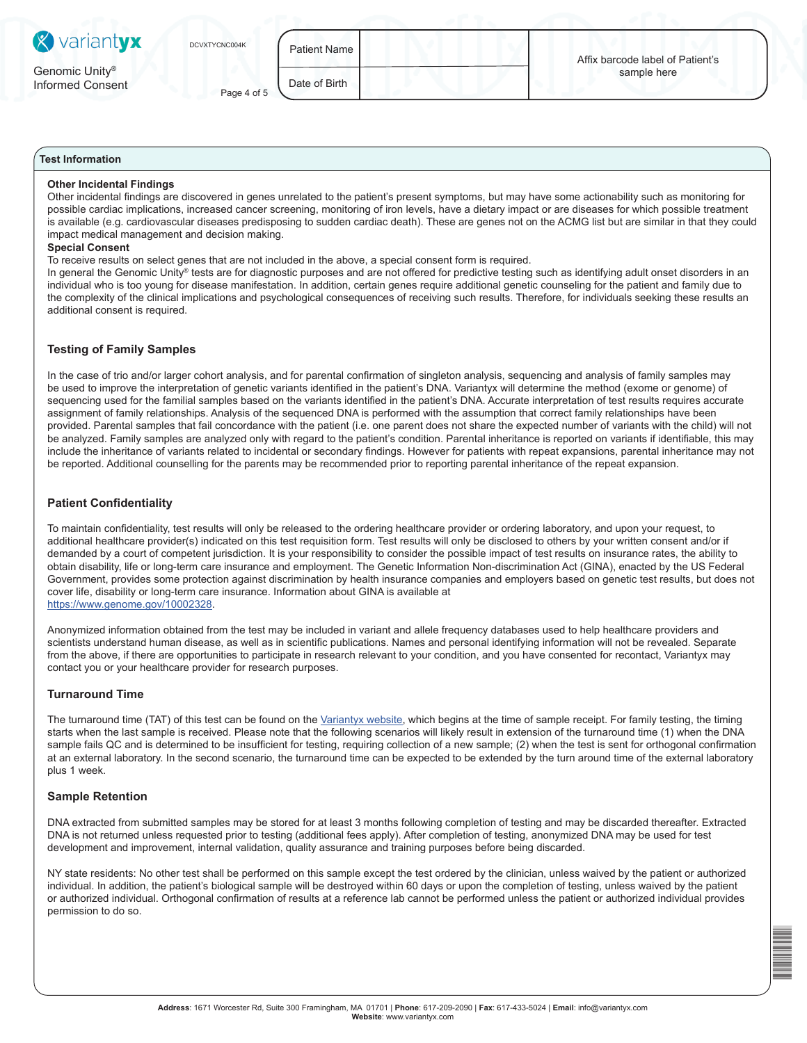## Test Information

**Other Incidental Findings**

Other incidental findings are discovered in genes unrelated to the patient's present symptoms, but may have some actionability such as monitoring for possible cardiac implications, increased cancer screening, monitoring of iron levels, have a dietary impact or are diseases for which possible treatment is available (e.g. cardiovascular diseases predisposing to sudden cardiac death). These are genes not on the ACMG list but are similar in that they could impact medical management and decision making.

**Special Consent**

To receive results on select genes that are not included in the above, a special consent form is required.

In general the Genomic Unity® tests are for diagnostic purposes and are not offered for predictive testing such as identifying adult onset disorders in an individual who is too young for disease manifestation. In addition, certain genes require additional genetic counseling for the patient and family due to the complexity of the clinical implications and psychological consequences of receiving such results. Therefore, for individuals seeking these results an additional consent is required.

### Testing of Family Samples

In the case of trio and/or larger cohort analysis, and for parental confirmation of singleton analysis, sequencing and analysis of family samples may be used to improve the interpretation of genetic variants identified in the patient's DNA. Variantyx will determine the method (exome or genome) of sequencing used for the familial samples based on the variants identified in the patient's DNA. Accurate interpretation of test results requires accurate assignment of family relationships. Analysis of the sequenced DNA is performed with the assumption that correct family relationships have been provided. Parental samples that fail concordance with the patient (i.e. one parent does not share the expected number of variants with the child) will not be analyzed. Family samples are analyzed only with regard to the patient's condition. Parental inheritance is reported on variants if identifiable, this may include the inheritance of variants related to incidental or secondary findings. However for patients with repeat expansions, parental inheritance may not be reported. Additional counselling for the parents may be recommended prior to reporting parental inheritance of the repeat expansion.

### Patient Confidentiality

To maintain confidentiality, test results will only be released to the ordering healthcare provider or ordering laboratory, and upon your request, to additional healthcare provider(s) indicated on this test requisition form. Test results will only be disclosed to others by your written consent and/or if demanded by a court of competent jurisdiction. It is your responsibility to consider the possible impact of test results on insurance rates, the ability to obtain disability, life or long-term care insurance and employment. The Genetic Information Non-discrimination Act (GINA), enacted by the US Federal Government, provides some protection against discrimination by health insurance companies and employers based on genetic test results, but does not cover life, disability or long-term care insurance. Information about GINA is available at https://www.genome.gov/10002328.

Anonymized information obtained from the test may be included in variant and allele frequency databases used to help healthcare providers and scientists understand human disease, as well as in scientific publications. Names and personal identifying information will not be revealed. Separate from the above, if there are opportunities to participate in research relevant to your condition, and you have consented for recontact, Variantyx may contact you or your healthcare provider for research purposes.

### Turnaround Time

The turnaround time (TAT) of this test can be found on the Variantyx website, which begins at the time of sample receipt. For family testing, the timing starts when the last sample is received. Please note that the following scenarios will likely result in extension of the turnaround time (1) when the DNA sample fails QC and is determined to be insufficient for testing, requiring collection of a new sample; (2) when the test is sent for orthogonal confirmation at an external laboratory. In the second scenario, the turnaround time can be expected to be extended by the turn around time of the external laboratory plus 1 week.

### Sample Retention

DNA extracted from submitted samples may be stored for at least 3 months following completion of testing and may be discarded thereafter. Extracted DNA is not returned unless requested prior to testing (additional fees apply). After completion of testing, anonymized DNA may be used for test development and improvement, internal validation, quality assurance and training purposes before being discarded.

NY state residents: No other test shall be performed on this sample except the test ordered by the clinician, unless waived by the patient or authorized individual. In addition, the patient's biological sample will be destroyed within 60 days or upon the completion of testing, unless waived by the patient or authorized individual. Orthogonal confirmation of results at a reference lab cannot be performed unless the patient or authorized individual provides permission to do so.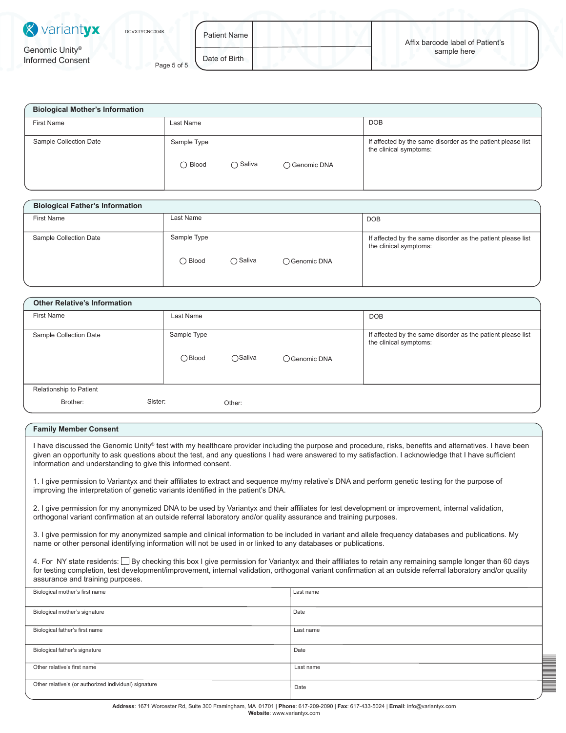variantyx

Genomic Unity®
Informed Consent

DCVXTYCNC004K

| | | |
|---|---|---|
| Patient Name | | Affix barcode label of Patient's sample here |
| Date of Birth | | |

## Biological Mother's Information

| | | |
|---|---|---|
| First Name | Last Name | DOB |
| Sample Collection Date | Sample Type<br>◯ Blood ◯ Saliva ◯ Genomic DNA | If affected by the same disorder as the patient please list the clinical symptoms: |

## Biological Father's Information

| | | |
|---|---|---|
| First Name | Last Name | DOB |
| Sample Collection Date | Sample Type<br>◯ Blood ◯ Saliva ◯ Genomic DNA | If affected by the same disorder as the patient please list the clinical symptoms: |

## Other Relative's Information

| | | |
|---|---|---|
| First Name | Last Name | DOB |
| Sample Collection Date | Sample Type<br>◯ Blood ◯ Saliva ◯ Genomic DNA | If affected by the same disorder as the patient please list the clinical symptoms: |
| Relationship to Patient<br>Brother: Sister: Other: | | |

## Family Member Consent

I have discussed the Genomic Unity® test with my healthcare provider including the purpose and procedure, risks, benefits and alternatives. I have been given an opportunity to ask questions about the test, and any questions I had were answered to my satisfaction. I acknowledge that I have sufficient information and understanding to give this informed consent.

1. I give permission to Variantyx and their affiliates to extract and sequence my/my relative's DNA and perform genetic testing for the purpose of improving the interpretation of genetic variants identified in the patient's DNA.

2. I give permission for my anonymized DNA to be used by Variantyx and their affiliates for test development or improvement, internal validation, orthogonal variant confirmation at an outside referral laboratory and/or quality assurance and training purposes.

3. I give permission for my anonymized sample and clinical information to be included in variant and allele frequency databases and publications. My name or other personal identifying information will not be used in or linked to any databases or publications.

4. For NY state residents: ☐ By checking this box I give permission for Variantyx and their affiliates to retain any remaining sample longer than 60 days for testing completion, test development/improvement, internal validation, orthogonal variant confirmation at an outside referral laboratory and/or quality assurance and training purposes.

| | |
|---|---|
| Biological mother's first name | Last name |
| Biological mother's signature | Date |
| Biological father's first name | Last name |
| Biological father's signature | Date |
| Other relative's first name | Last name |
| Other relative's (or authorized individual) signature | Date |

**Address**: 1671 Worcester Rd, Suite 300 Framingham, MA 01701 | **Phone**: 617-209-2090 | **Fax**: 617-433-5024 | **Email**: info@variantyx.com
**Website**: www.variantyx.com